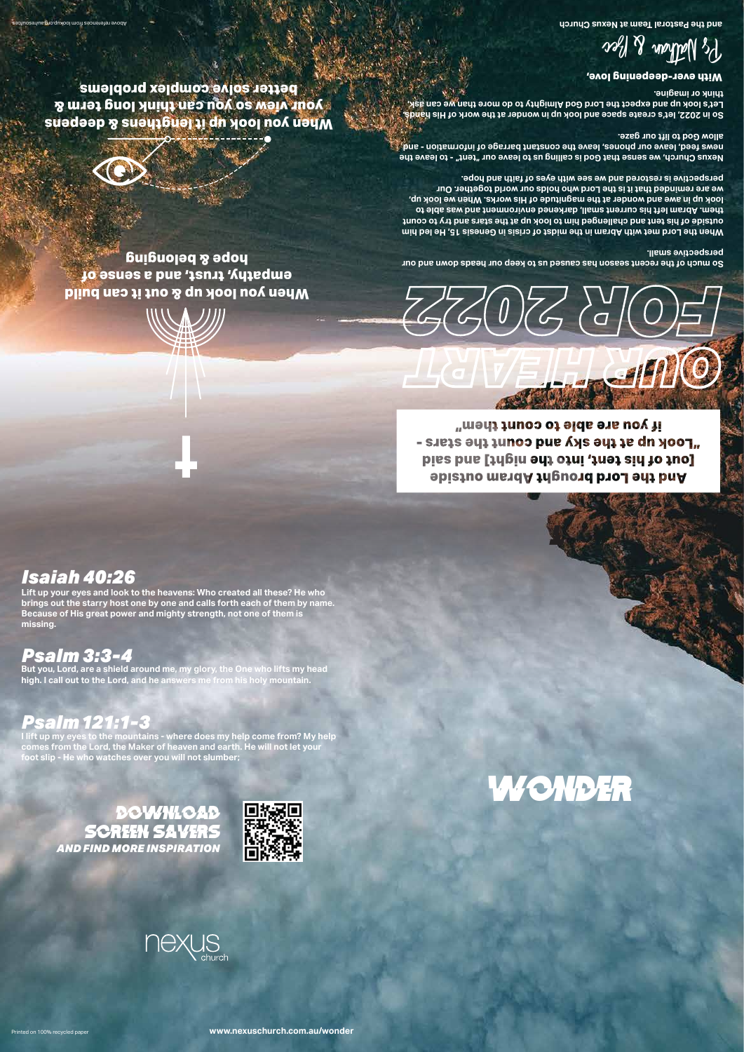and the Pastoral Team at Nexus Church

Ps Nathan & Bec

With ever-deepening love,

So in 2022, let's create space and look up in wonder at the work of His hands. Let's look up and expect the Lord God Almighty to do more than we can ask, think or imagine.

Nexus Church, we sense that God is calling us to leave our "tent" - to leave the news feed, leave our phones, leave the constant barrage of information - and allow God to lift our gaze.

When the Lord met with Abram in the midst of crisis in Genesis 15, He led him outside of his tent and challenged him to look up at the stars and try to count them. Abram left his current small, darkened environment and was able to look up in awe and wonder at the magnitude of His works. When we look up, we are reminded that it is the Lord who holds our world together. Our perspective is restored and we see with eyes of faith and hope.

So much of the recent season has caused us to keep our heads down and our perspective small.

# OUR HEART FOR 2022

**And the Lord brought Abram outside [out of his tent, into the night] and said "Look up at the sky and count the stars - if you are able to count them."**

Above references from lookup.org.au/resources

**When you look up it lengthens & deepens your view so you can think long term & better solve complex problems**

**When you look up & out it can build empathy, trust, and a sense of hope & belonging**

## *Isaiah 40:26*

**Lift up your eyes and look to the heavens: Who created all these? He who brings out the starry host one by one and calls forth each of them by name. Because of His great power and mighty strength, not one of them is missing.**

## *Psalm 3:3-4*

**But you, Lord, are a shield around me, my glory, the One who lifts my head high. I call out to the Lord, and He answers me from his holy mountain.**

## *Psalm 121:1-3*

**I lift up my eyes to the mountains - where does my help come from? My help comes from the Lord, the Maker of heaven and earth. He will not let your foot slip - He who watches over you will not slumber;**

# WONDER

**DOWNLOAD SCREEN SAVERS**
***AND FIND MORE INSPIRATION***

nexus church

Printed on 100% recycled paper

**www.nexuschurch.com.au/wonder**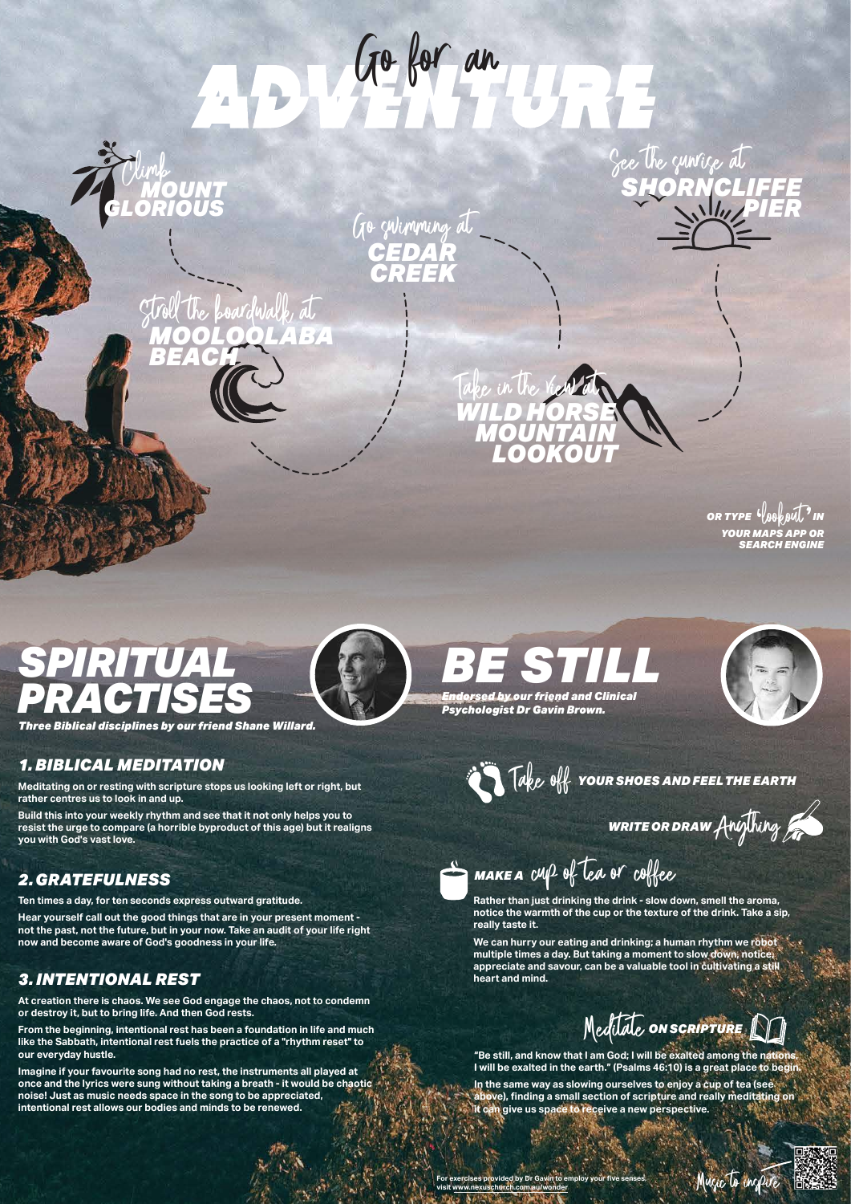# Go for an ADVENTURE

Climb **MOUNT GLORIOUS**

Stroll the boardwalk at **MOOLOOLABA BEACH**

Go swimming at **CEDAR CREEK**

Take in the view at **WILD HORSE MOUNTAIN LOOKOUT**

See the sunrise at **SHORNCLIFFE PIER**

OR TYPE 'lookout' IN YOUR MAPS APP OR SEARCH ENGINE

## SPIRITUAL PRACTISES

*Three Biblical disciplines by our friend Shane Willard.*

### 1. BIBLICAL MEDITATION

Meditating on or resting with scripture stops us looking left or right, but rather centres us to look in and up.

Build this into your weekly rhythm and see that it not only helps you to resist the urge to compare (a horrible byproduct of this age) but it realigns you with God's vast love.

### 2. GRATEFULNESS

Ten times a day, for ten seconds express outward gratitude.

Hear yourself call out the good things that are in your present moment - not the past, not the future, but in your now. Take an audit of your life right now and become aware of God's goodness in your life.

### 3. INTENTIONAL REST

At creation there is chaos. We see God engage the chaos, not to condemn or destroy it, but to bring life. And then God rests.

From the beginning, intentional rest has been a foundation in life and much like the Sabbath, intentional rest fuels the practice of a "rhythm reset" to our everyday hustle.

Imagine if your favourite song had no rest, the instruments all played at once and the lyrics were sung without taking a breath - it would be chaotic noise! Just as music needs space in the song to be appreciated, intentional rest allows our bodies and minds to be renewed.

## BE STILL

*Endorsed by our friend and Clinical Psychologist Dr Gavin Brown.*

Take off YOUR SHOES AND FEEL THE EARTH

WRITE OR DRAW Anything

MAKE A cup of tea or coffee

Rather than just drinking the drink - slow down, smell the aroma, notice the warmth of the cup or the texture of the drink. Take a sip, really taste it.

We can hurry our eating and drinking; a human rhythm we robot multiple times a day. But taking a moment to slow down, notice, appreciate and savour, can be a valuable tool in cultivating a still heart and mind.

Meditate ON SCRIPTURE

"Be still, and know that I am God; I will be exalted among the nations, I will be exalted in the earth." (Psalms 46:10) is a great place to begin.

In the same way as slowing ourselves to enjoy a cup of tea (see above), finding a small section of scripture and really meditating on it can give us space to receive a new perspective.

For exercises provided by Dr Gavin to employ your five senses, visit www.nexuschurch.com.au/wonder

Music to inspire